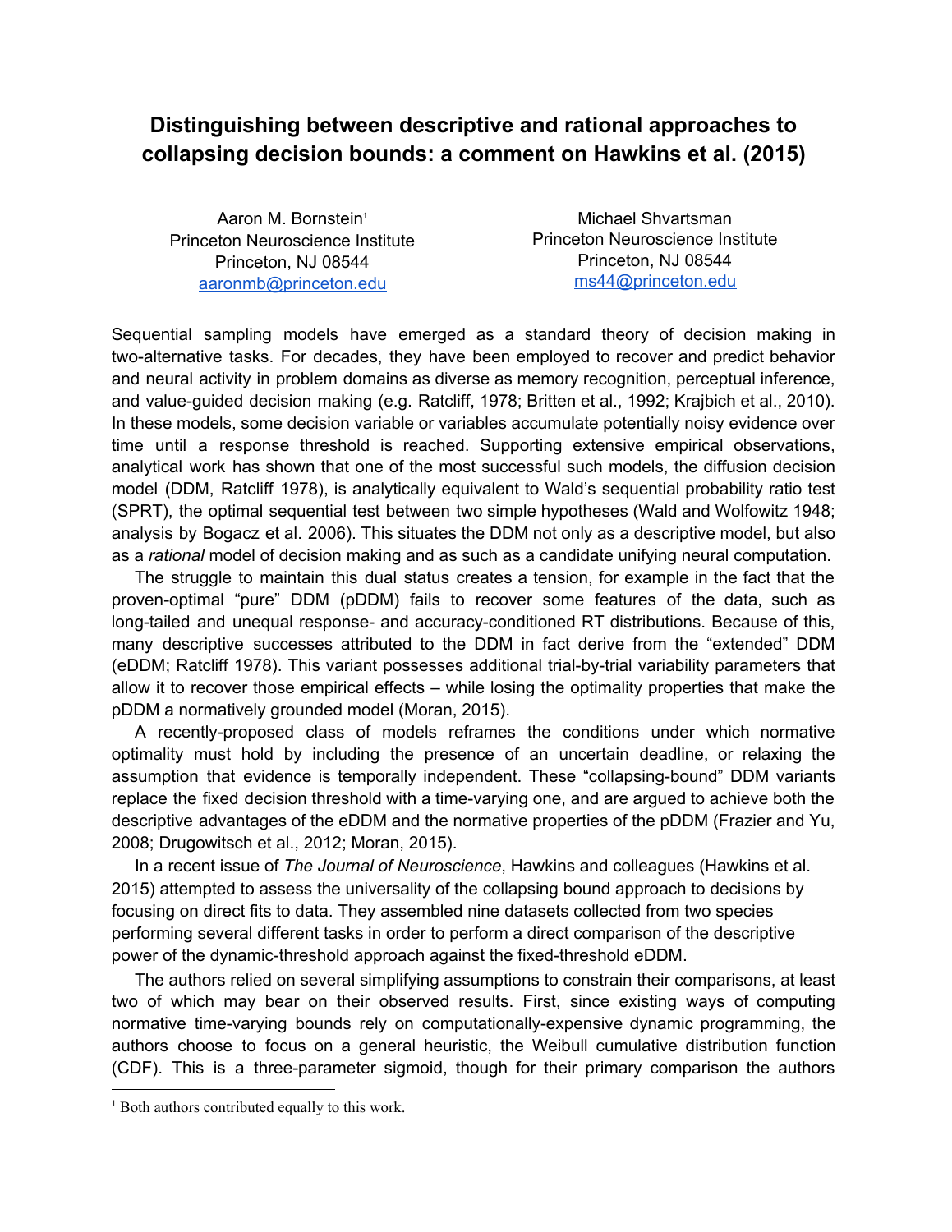# Distinguishing between descriptive and rational approaches to collapsing decision bounds: a comment on Hawkins et al. (2015)

Aaron M. Bornstein[1]
Princeton Neuroscience Institute
Princeton, NJ 08544
aaronmb@princeton.edu

Michael Shvartsman
Princeton Neuroscience Institute
Princeton, NJ 08544
ms44@princeton.edu

Sequential sampling models have emerged as a standard theory of decision making in two-alternative tasks. For decades, they have been employed to recover and predict behavior and neural activity in problem domains as diverse as memory recognition, perceptual inference, and value-guided decision making (e.g. Ratcliff, 1978; Britten et al., 1992; Krajbich et al., 2010). In these models, some decision variable or variables accumulate potentially noisy evidence over time until a response threshold is reached. Supporting extensive empirical observations, analytical work has shown that one of the most successful such models, the diffusion decision model (DDM, Ratcliff 1978), is analytically equivalent to Wald's sequential probability ratio test (SPRT), the optimal sequential test between two simple hypotheses (Wald and Wolfowitz 1948; analysis by Bogacz et al. 2006). This situates the DDM not only as a descriptive model, but also as a *rational* model of decision making and as such as a candidate unifying neural computation.

The struggle to maintain this dual status creates a tension, for example in the fact that the proven-optimal "pure" DDM (pDDM) fails to recover some features of the data, such as long-tailed and unequal response- and accuracy-conditioned RT distributions. Because of this, many descriptive successes attributed to the DDM in fact derive from the "extended" DDM (eDDM; Ratcliff 1978). This variant possesses additional trial-by-trial variability parameters that allow it to recover those empirical effects – while losing the optimality properties that make the pDDM a normatively grounded model (Moran, 2015).

A recently-proposed class of models reframes the conditions under which normative optimality must hold by including the presence of an uncertain deadline, or relaxing the assumption that evidence is temporally independent. These "collapsing-bound" DDM variants replace the fixed decision threshold with a time-varying one, and are argued to achieve both the descriptive advantages of the eDDM and the normative properties of the pDDM (Frazier and Yu, 2008; Drugowitsch et al., 2012; Moran, 2015).

In a recent issue of *The Journal of Neuroscience*, Hawkins and colleagues (Hawkins et al. 2015) attempted to assess the universality of the collapsing bound approach to decisions by focusing on direct fits to data. They assembled nine datasets collected from two species performing several different tasks in order to perform a direct comparison of the descriptive power of the dynamic-threshold approach against the fixed-threshold eDDM.

The authors relied on several simplifying assumptions to constrain their comparisons, at least two of which may bear on their observed results. First, since existing ways of computing normative time-varying bounds rely on computationally-expensive dynamic programming, the authors choose to focus on a general heuristic, the Weibull cumulative distribution function (CDF). This is a three-parameter sigmoid, though for their primary comparison the authors

[1] Both authors contributed equally to this work.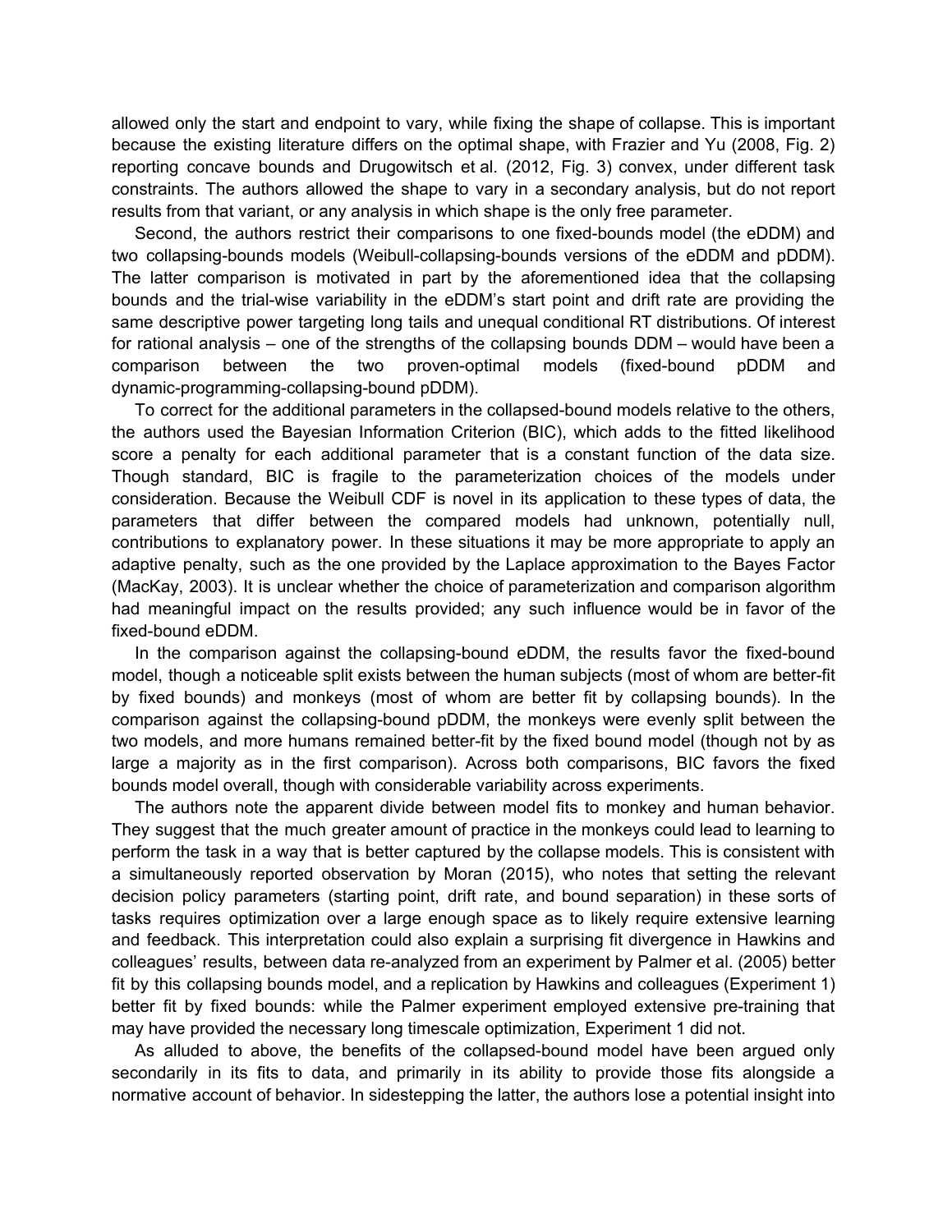allowed only the start and endpoint to vary, while fixing the shape of collapse. This is important because the existing literature differs on the optimal shape, with Frazier and Yu (2008, Fig. 2) reporting concave bounds and Drugowitsch et al. (2012, Fig. 3) convex, under different task constraints. The authors allowed the shape to vary in a secondary analysis, but do not report results from that variant, or any analysis in which shape is the only free parameter.

Second, the authors restrict their comparisons to one fixed-bounds model (the eDDM) and two collapsing-bounds models (Weibull-collapsing-bounds versions of the eDDM and pDDM). The latter comparison is motivated in part by the aforementioned idea that the collapsing bounds and the trial-wise variability in the eDDM's start point and drift rate are providing the same descriptive power targeting long tails and unequal conditional RT distributions. Of interest for rational analysis – one of the strengths of the collapsing bounds DDM – would have been a comparison between the two proven-optimal models (fixed-bound pDDM and dynamic-programming-collapsing-bound pDDM).

To correct for the additional parameters in the collapsed-bound models relative to the others, the authors used the Bayesian Information Criterion (BIC), which adds to the fitted likelihood score a penalty for each additional parameter that is a constant function of the data size. Though standard, BIC is fragile to the parameterization choices of the models under consideration. Because the Weibull CDF is novel in its application to these types of data, the parameters that differ between the compared models had unknown, potentially null, contributions to explanatory power. In these situations it may be more appropriate to apply an adaptive penalty, such as the one provided by the Laplace approximation to the Bayes Factor (MacKay, 2003). It is unclear whether the choice of parameterization and comparison algorithm had meaningful impact on the results provided; any such influence would be in favor of the fixed-bound eDDM.

In the comparison against the collapsing-bound eDDM, the results favor the fixed-bound model, though a noticeable split exists between the human subjects (most of whom are better-fit by fixed bounds) and monkeys (most of whom are better fit by collapsing bounds). In the comparison against the collapsing-bound pDDM, the monkeys were evenly split between the two models, and more humans remained better-fit by the fixed bound model (though not by as large a majority as in the first comparison). Across both comparisons, BIC favors the fixed bounds model overall, though with considerable variability across experiments.

The authors note the apparent divide between model fits to monkey and human behavior. They suggest that the much greater amount of practice in the monkeys could lead to learning to perform the task in a way that is better captured by the collapse models. This is consistent with a simultaneously reported observation by Moran (2015), who notes that setting the relevant decision policy parameters (starting point, drift rate, and bound separation) in these sorts of tasks requires optimization over a large enough space as to likely require extensive learning and feedback. This interpretation could also explain a surprising fit divergence in Hawkins and colleagues' results, between data re-analyzed from an experiment by Palmer et al. (2005) better fit by this collapsing bounds model, and a replication by Hawkins and colleagues (Experiment 1) better fit by fixed bounds: while the Palmer experiment employed extensive pre-training that may have provided the necessary long timescale optimization, Experiment 1 did not.

As alluded to above, the benefits of the collapsed-bound model have been argued only secondarily in its fits to data, and primarily in its ability to provide those fits alongside a normative account of behavior. In sidestepping the latter, the authors lose a potential insight into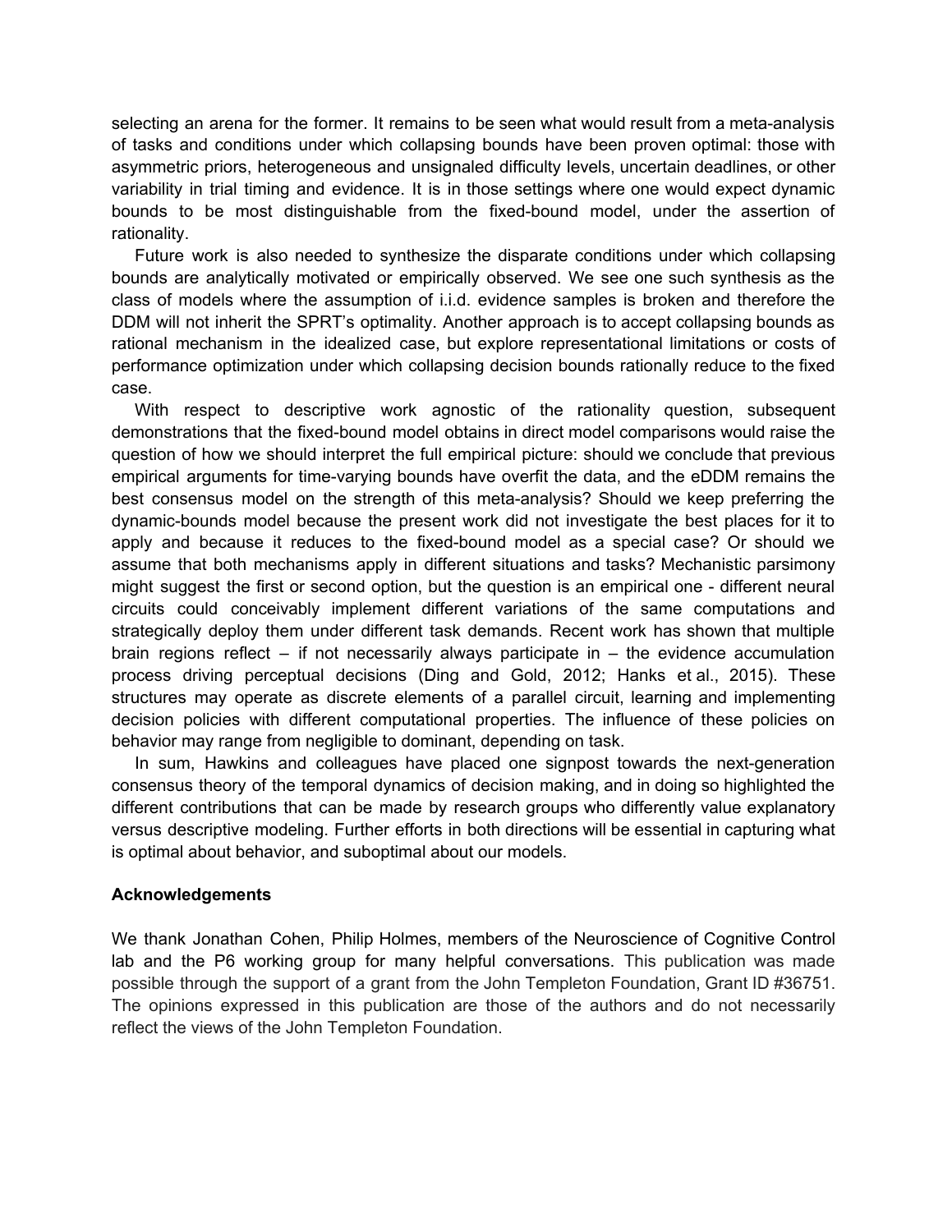selecting an arena for the former. It remains to be seen what would result from a meta-analysis of tasks and conditions under which collapsing bounds have been proven optimal: those with asymmetric priors, heterogeneous and unsignaled difficulty levels, uncertain deadlines, or other variability in trial timing and evidence. It is in those settings where one would expect dynamic bounds to be most distinguishable from the fixed-bound model, under the assertion of rationality.

Future work is also needed to synthesize the disparate conditions under which collapsing bounds are analytically motivated or empirically observed. We see one such synthesis as the class of models where the assumption of i.i.d. evidence samples is broken and therefore the DDM will not inherit the SPRT's optimality. Another approach is to accept collapsing bounds as rational mechanism in the idealized case, but explore representational limitations or costs of performance optimization under which collapsing decision bounds rationally reduce to the fixed case.

With respect to descriptive work agnostic of the rationality question, subsequent demonstrations that the fixed-bound model obtains in direct model comparisons would raise the question of how we should interpret the full empirical picture: should we conclude that previous empirical arguments for time-varying bounds have overfit the data, and the eDDM remains the best consensus model on the strength of this meta-analysis? Should we keep preferring the dynamic-bounds model because the present work did not investigate the best places for it to apply and because it reduces to the fixed-bound model as a special case? Or should we assume that both mechanisms apply in different situations and tasks? Mechanistic parsimony might suggest the first or second option, but the question is an empirical one - different neural circuits could conceivably implement different variations of the same computations and strategically deploy them under different task demands. Recent work has shown that multiple brain regions reflect – if not necessarily always participate in – the evidence accumulation process driving perceptual decisions (Ding and Gold, 2012; Hanks et al., 2015). These structures may operate as discrete elements of a parallel circuit, learning and implementing decision policies with different computational properties. The influence of these policies on behavior may range from negligible to dominant, depending on task.

In sum, Hawkins and colleagues have placed one signpost towards the next-generation consensus theory of the temporal dynamics of decision making, and in doing so highlighted the different contributions that can be made by research groups who differently value explanatory versus descriptive modeling. Further efforts in both directions will be essential in capturing what is optimal about behavior, and suboptimal about our models.

**Acknowledgements**

We thank Jonathan Cohen, Philip Holmes, members of the Neuroscience of Cognitive Control lab and the P6 working group for many helpful conversations. This publication was made possible through the support of a grant from the John Templeton Foundation, Grant ID #36751. The opinions expressed in this publication are those of the authors and do not necessarily reflect the views of the John Templeton Foundation.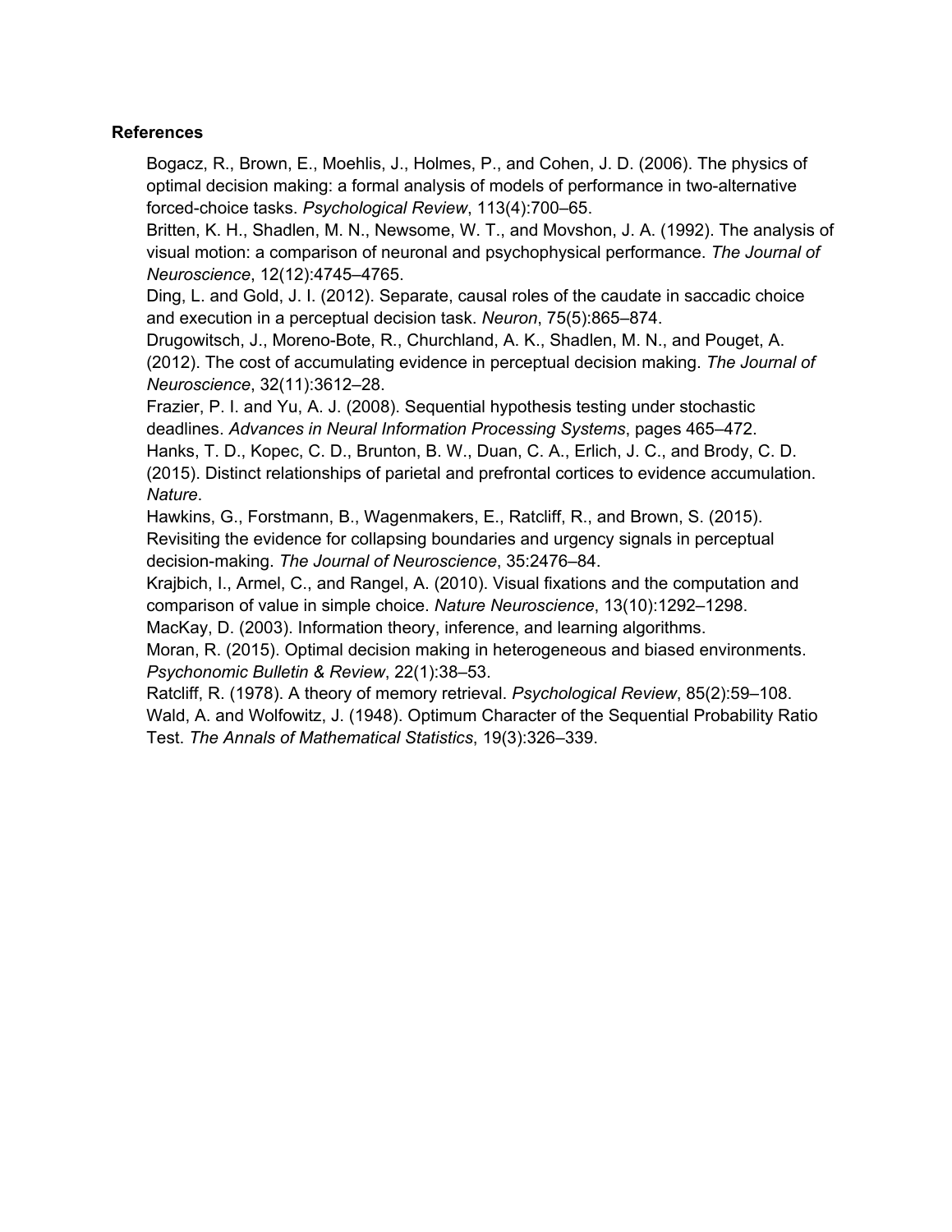**References**

Bogacz, R., Brown, E., Moehlis, J., Holmes, P., and Cohen, J. D. (2006). The physics of optimal decision making: a formal analysis of models of performance in two-alternative forced-choice tasks. *Psychological Review*, 113(4):700–65.

Britten, K. H., Shadlen, M. N., Newsome, W. T., and Movshon, J. A. (1992). The analysis of visual motion: a comparison of neuronal and psychophysical performance. *The Journal of Neuroscience*, 12(12):4745–4765.

Ding, L. and Gold, J. I. (2012). Separate, causal roles of the caudate in saccadic choice and execution in a perceptual decision task. *Neuron*, 75(5):865–874.

Drugowitsch, J., Moreno-Bote, R., Churchland, A. K., Shadlen, M. N., and Pouget, A. (2012). The cost of accumulating evidence in perceptual decision making. *The Journal of Neuroscience*, 32(11):3612–28.

Frazier, P. I. and Yu, A. J. (2008). Sequential hypothesis testing under stochastic deadlines. *Advances in Neural Information Processing Systems*, pages 465–472.

Hanks, T. D., Kopec, C. D., Brunton, B. W., Duan, C. A., Erlich, J. C., and Brody, C. D. (2015). Distinct relationships of parietal and prefrontal cortices to evidence accumulation. *Nature*.

Hawkins, G., Forstmann, B., Wagenmakers, E., Ratcliff, R., and Brown, S. (2015). Revisiting the evidence for collapsing boundaries and urgency signals in perceptual decision-making. *The Journal of Neuroscience*, 35:2476–84.

Krajbich, I., Armel, C., and Rangel, A. (2010). Visual fixations and the computation and comparison of value in simple choice. *Nature Neuroscience*, 13(10):1292–1298.

MacKay, D. (2003). Information theory, inference, and learning algorithms.

Moran, R. (2015). Optimal decision making in heterogeneous and biased environments. *Psychonomic Bulletin & Review*, 22(1):38–53.

Ratcliff, R. (1978). A theory of memory retrieval. *Psychological Review*, 85(2):59–108.

Wald, A. and Wolfowitz, J. (1948). Optimum Character of the Sequential Probability Ratio Test. *The Annals of Mathematical Statistics*, 19(3):326–339.